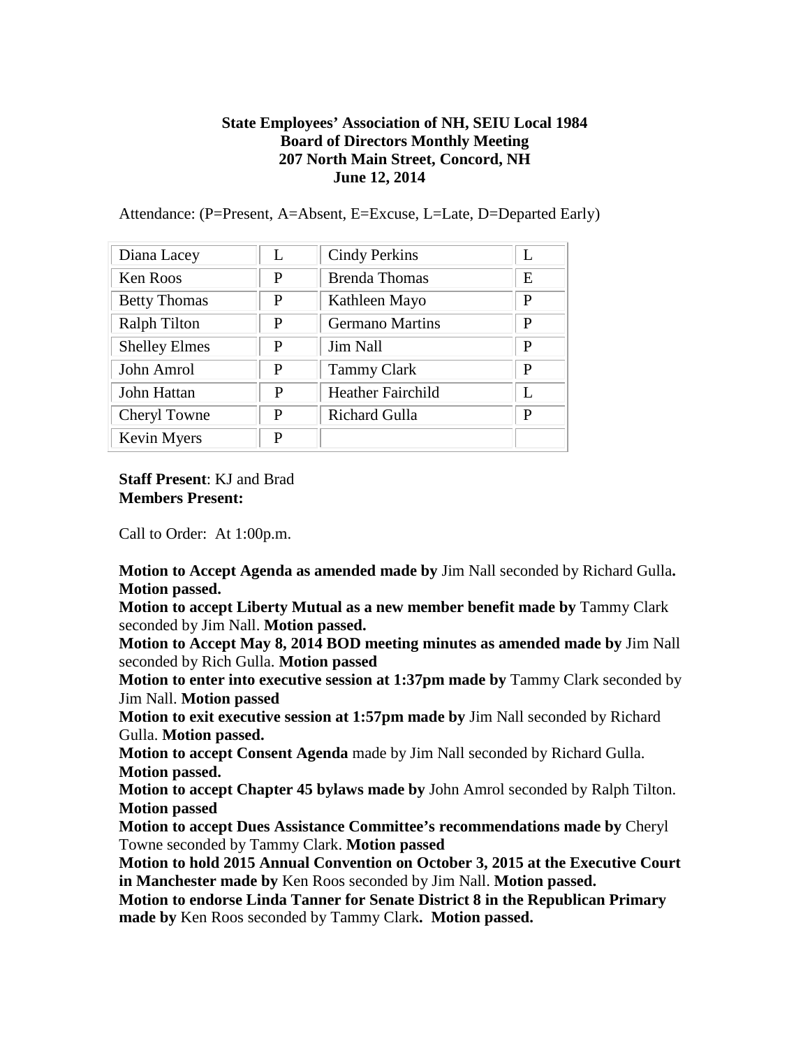**State Employees' Association of NH, SEIU Local 1984**
**Board of Directors Monthly Meeting**
**207 North Main Street, Concord, NH**
**June 12, 2014**

Attendance: (P=Present, A=Absent, E=Excuse, L=Late, D=Departed Early)

| | | | |
|---|---|---|---|
| Diana Lacey | L | Cindy Perkins | L |
| Ken Roos | P | Brenda Thomas | E |
| Betty Thomas | P | Kathleen Mayo | P |
| Ralph Tilton | P | Germano Martins | P |
| Shelley Elmes | P | Jim Nall | P |
| John Amrol | P | Tammy Clark | P |
| John Hattan | P | Heather Fairchild | L |
| Cheryl Towne | P | Richard Gulla | P |
| Kevin Myers | P | | |

**Staff Present**: KJ and Brad
**Members Present:**

Call to Order: At 1:00p.m.

**Motion to Accept Agenda as amended made by** Jim Nall seconded by Richard Gulla**. Motion passed.**
**Motion to accept Liberty Mutual as a new member benefit made by** Tammy Clark seconded by Jim Nall. **Motion passed.**
**Motion to Accept May 8, 2014 BOD meeting minutes as amended made by** Jim Nall seconded by Rich Gulla. **Motion passed**
**Motion to enter into executive session at 1:37pm made by** Tammy Clark seconded by Jim Nall. **Motion passed**
**Motion to exit executive session at 1:57pm made by** Jim Nall seconded by Richard Gulla. **Motion passed.**
**Motion to accept Consent Agenda** made by Jim Nall seconded by Richard Gulla. **Motion passed.**
**Motion to accept Chapter 45 bylaws made by** John Amrol seconded by Ralph Tilton. **Motion passed**
**Motion to accept Dues Assistance Committee's recommendations made by** Cheryl Towne seconded by Tammy Clark. **Motion passed**
**Motion to hold 2015 Annual Convention on October 3, 2015 at the Executive Court in Manchester made by** Ken Roos seconded by Jim Nall. **Motion passed.**
**Motion to endorse Linda Tanner for Senate District 8 in the Republican Primary made by** Ken Roos seconded by Tammy Clark**. Motion passed.**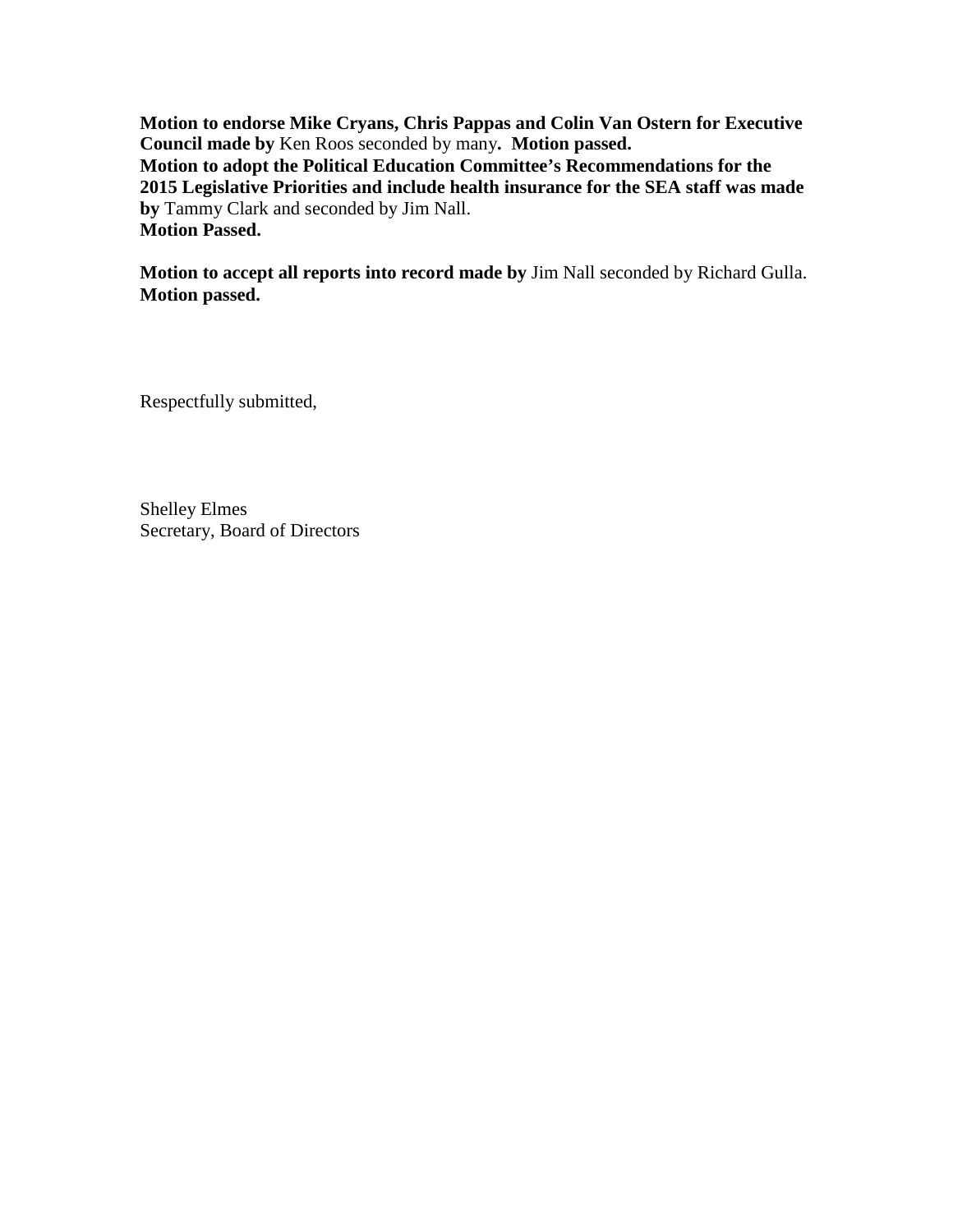**Motion to endorse Mike Cryans, Chris Pappas and Colin Van Ostern for Executive Council made by** Ken Roos seconded by many**. Motion passed.**
**Motion to adopt the Political Education Committee's Recommendations for the 2015 Legislative Priorities and include health insurance for the SEA staff was made by** Tammy Clark and seconded by Jim Nall.
**Motion Passed.**

**Motion to accept all reports into record made by** Jim Nall seconded by Richard Gulla.
**Motion passed.**

Respectfully submitted,

Shelley Elmes
Secretary, Board of Directors